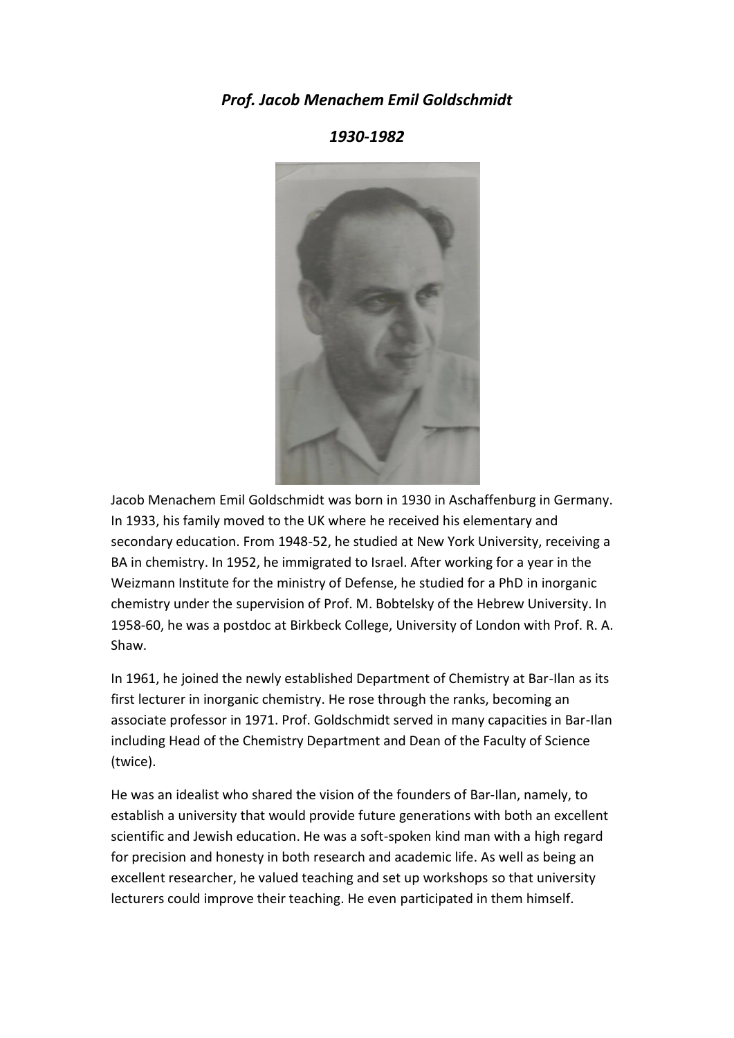***Prof. Jacob Menachem Emil Goldschmidt***

***1930-1982***

Jacob Menachem Emil Goldschmidt was born in 1930 in Aschaffenburg in Germany. In 1933, his family moved to the UK where he received his elementary and secondary education. From 1948-52, he studied at New York University, receiving a BA in chemistry. In 1952, he immigrated to Israel. After working for a year in the Weizmann Institute for the ministry of Defense, he studied for a PhD in inorganic chemistry under the supervision of Prof. M. Bobtelsky of the Hebrew University. In 1958-60, he was a postdoc at Birkbeck College, University of London with Prof. R. A. Shaw.

In 1961, he joined the newly established Department of Chemistry at Bar-Ilan as its first lecturer in inorganic chemistry. He rose through the ranks, becoming an associate professor in 1971. Prof. Goldschmidt served in many capacities in Bar-Ilan including Head of the Chemistry Department and Dean of the Faculty of Science (twice).

He was an idealist who shared the vision of the founders of Bar-Ilan, namely, to establish a university that would provide future generations with both an excellent scientific and Jewish education. He was a soft-spoken kind man with a high regard for precision and honesty in both research and academic life. As well as being an excellent researcher, he valued teaching and set up workshops so that university lecturers could improve their teaching. He even participated in them himself.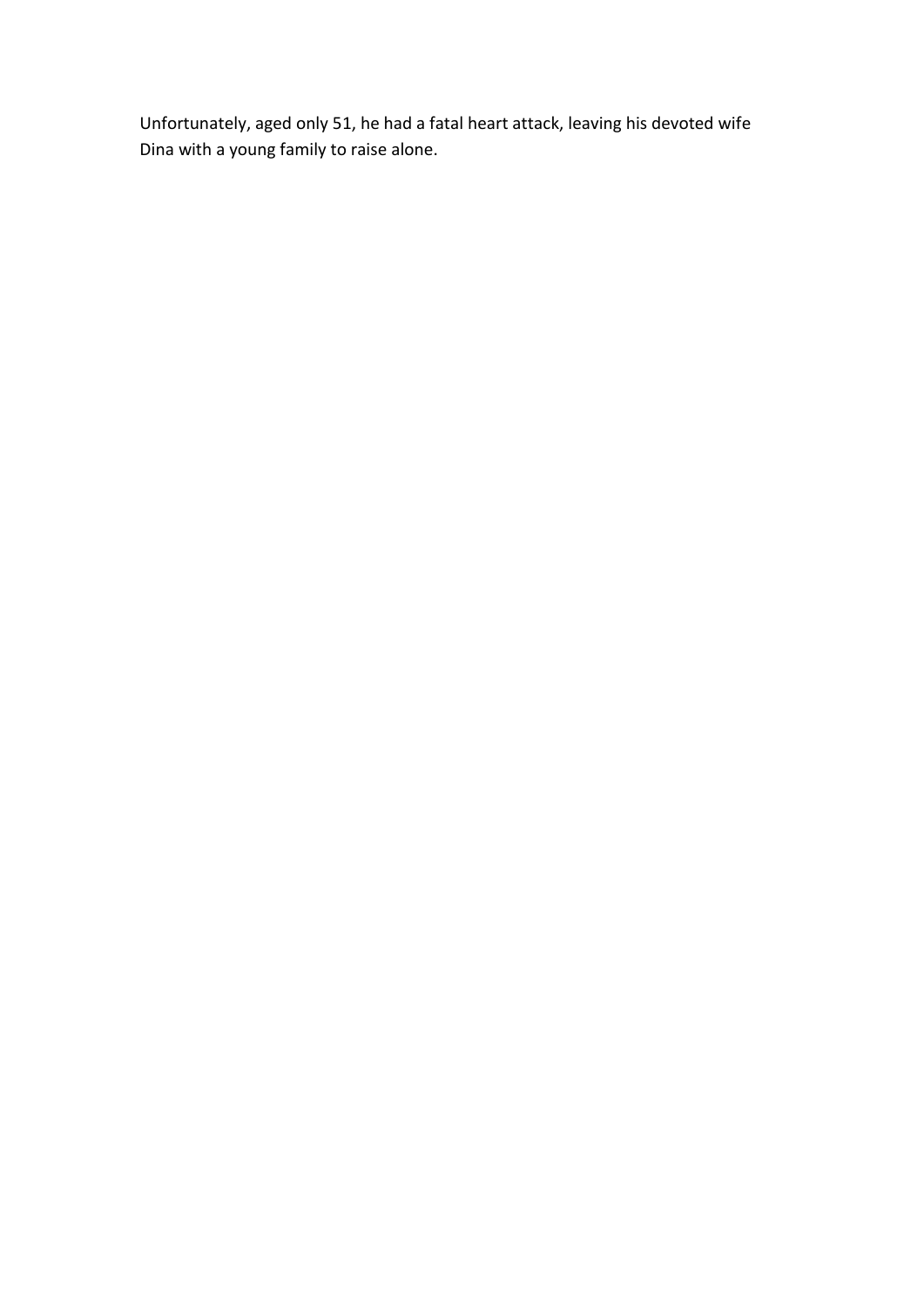Unfortunately, aged only 51, he had a fatal heart attack, leaving his devoted wife Dina with a young family to raise alone.